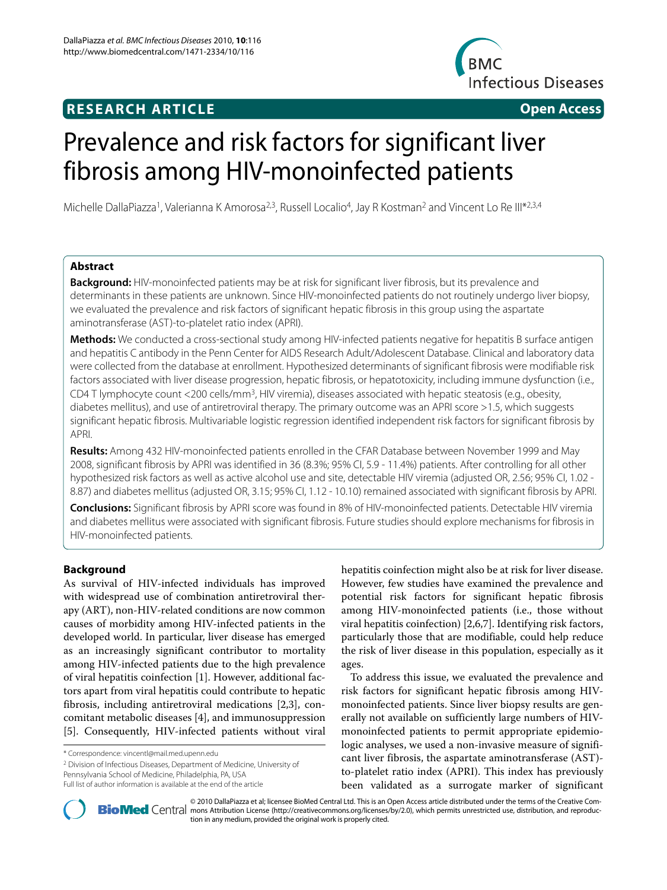**RESEARCH ARTICLE** **Open Access**

# Prevalence and risk factors for significant liver fibrosis among HIV-monoinfected patients

Michelle DallaPiazza[1], Valerianna K Amorosa[2,3], Russell Localio[4], Jay R Kostman[2] and Vincent Lo Re III*[2,3,4]

## Abstract

**Background:** HIV-monoinfected patients may be at risk for significant liver fibrosis, but its prevalence and determinants in these patients are unknown. Since HIV-monoinfected patients do not routinely undergo liver biopsy, we evaluated the prevalence and risk factors of significant hepatic fibrosis in this group using the aspartate aminotransferase (AST)-to-platelet ratio index (APRI).

**Methods:** We conducted a cross-sectional study among HIV-infected patients negative for hepatitis B surface antigen and hepatitis C antibody in the Penn Center for AIDS Research Adult/Adolescent Database. Clinical and laboratory data were collected from the database at enrollment. Hypothesized determinants of significant fibrosis were modifiable risk factors associated with liver disease progression, hepatic fibrosis, or hepatotoxicity, including immune dysfunction (i.e., CD4 T lymphocyte count <200 cells/mm$^3$, HIV viremia), diseases associated with hepatic steatosis (e.g., obesity, diabetes mellitus), and use of antiretroviral therapy. The primary outcome was an APRI score >1.5, which suggests significant hepatic fibrosis. Multivariable logistic regression identified independent risk factors for significant fibrosis by APRI.

**Results:** Among 432 HIV-monoinfected patients enrolled in the CFAR Database between November 1999 and May 2008, significant fibrosis by APRI was identified in 36 (8.3%; 95% CI, 5.9 - 11.4%) patients. After controlling for all other hypothesized risk factors as well as active alcohol use and site, detectable HIV viremia (adjusted OR, 2.56; 95% CI, 1.02 - 8.87) and diabetes mellitus (adjusted OR, 3.15; 95% CI, 1.12 - 10.10) remained associated with significant fibrosis by APRI.

**Conclusions:** Significant fibrosis by APRI score was found in 8% of HIV-monoinfected patients. Detectable HIV viremia and diabetes mellitus were associated with significant fibrosis. Future studies should explore mechanisms for fibrosis in HIV-monoinfected patients.

## Background

As survival of HIV-infected individuals has improved with widespread use of combination antiretroviral therapy (ART), non-HIV-related conditions are now common causes of morbidity among HIV-infected patients in the developed world. In particular, liver disease has emerged as an increasingly significant contributor to mortality among HIV-infected patients due to the high prevalence of viral hepatitis coinfection [1]. However, additional factors apart from viral hepatitis could contribute to hepatic fibrosis, including antiretroviral medications [2,3], concomitant metabolic diseases [4], and immunosuppression [5]. Consequently, HIV-infected patients without viral hepatitis coinfection might also be at risk for liver disease. However, few studies have examined the prevalence and potential risk factors for significant hepatic fibrosis among HIV-monoinfected patients (i.e., those without viral hepatitis coinfection) [2,6,7]. Identifying risk factors, particularly those that are modifiable, could help reduce the risk of liver disease in this population, especially as it ages.

To address this issue, we evaluated the prevalence and risk factors for significant hepatic fibrosis among HIV-monoinfected patients. Since liver biopsy results are generally not available on sufficiently large numbers of HIV-monoinfected patients to permit appropriate epidemiologic analyses, we used a non-invasive measure of significant liver fibrosis, the aspartate aminotransferase (AST)-to-platelet ratio index (APRI). This index has previously been validated as a surrogate marker of significant

\* Correspondence: vincentl@mail.med.upenn.edu
[2] Division of Infectious Diseases, Department of Medicine, University of Pennsylvania School of Medicine, Philadelphia, PA, USA
Full list of author information is available at the end of the article

© 2010 DallaPiazza et al; licensee BioMed Central Ltd. This is an Open Access article distributed under the terms of the Creative Commons Attribution License (http://creativecommons.org/licenses/by/2.0), which permits unrestricted use, distribution, and reproduction in any medium, provided the original work is properly cited.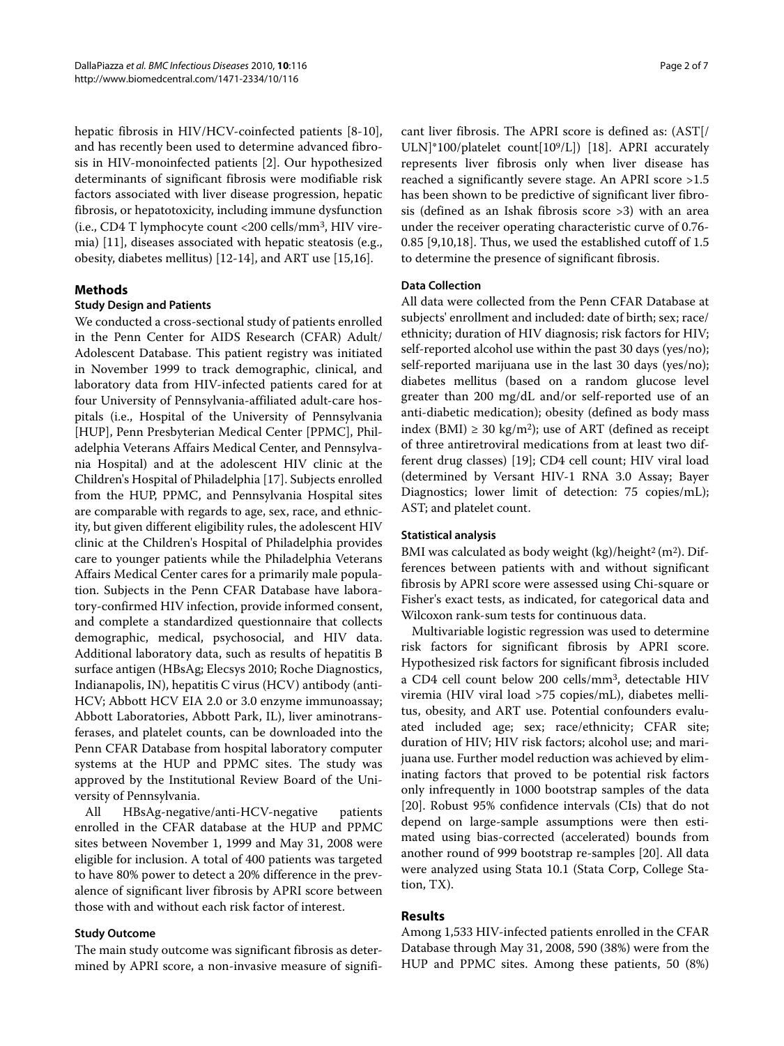hepatic fibrosis in HIV/HCV-coinfected patients [8-10], and has recently been used to determine advanced fibrosis in HIV-monoinfected patients [2]. Our hypothesized determinants of significant fibrosis were modifiable risk factors associated with liver disease progression, hepatic fibrosis, or hepatotoxicity, including immune dysfunction (i.e., CD4 T lymphocyte count <200 cells/mm$^3$, HIV viremia) [11], diseases associated with hepatic steatosis (e.g., obesity, diabetes mellitus) [12-14], and ART use [15,16].

## Methods

### Study Design and Patients

We conducted a cross-sectional study of patients enrolled in the Penn Center for AIDS Research (CFAR) Adult/Adolescent Database. This patient registry was initiated in November 1999 to track demographic, clinical, and laboratory data from HIV-infected patients cared for at four University of Pennsylvania-affiliated adult-care hospitals (i.e., Hospital of the University of Pennsylvania [HUP], Penn Presbyterian Medical Center [PPMC], Philadelphia Veterans Affairs Medical Center, and Pennsylvania Hospital) and at the adolescent HIV clinic at the Children's Hospital of Philadelphia [17]. Subjects enrolled from the HUP, PPMC, and Pennsylvania Hospital sites are comparable with regards to age, sex, race, and ethnicity, but given different eligibility rules, the adolescent HIV clinic at the Children's Hospital of Philadelphia provides care to younger patients while the Philadelphia Veterans Affairs Medical Center cares for a primarily male population. Subjects in the Penn CFAR Database have laboratory-confirmed HIV infection, provide informed consent, and complete a standardized questionnaire that collects demographic, medical, psychosocial, and HIV data. Additional laboratory data, such as results of hepatitis B surface antigen (HBsAg; Elecsys 2010; Roche Diagnostics, Indianapolis, IN), hepatitis C virus (HCV) antibody (anti-HCV; Abbott HCV EIA 2.0 or 3.0 enzyme immunoassay; Abbott Laboratories, Abbott Park, IL), liver aminotransferases, and platelet counts, can be downloaded into the Penn CFAR Database from hospital laboratory computer systems at the HUP and PPMC sites. The study was approved by the Institutional Review Board of the University of Pennsylvania.

All HBsAg-negative/anti-HCV-negative patients enrolled in the CFAR database at the HUP and PPMC sites between November 1, 1999 and May 31, 2008 were eligible for inclusion. A total of 400 patients was targeted to have 80% power to detect a 20% difference in the prevalence of significant liver fibrosis by APRI score between those with and without each risk factor of interest.

### Study Outcome

The main study outcome was significant fibrosis as determined by APRI score, a non-invasive measure of significant liver fibrosis. The APRI score is defined as: (AST[/ULN]*100/platelet count[$10^9$/L]) [18]. APRI accurately represents liver fibrosis only when liver disease has reached a significantly severe stage. An APRI score >1.5 has been shown to be predictive of significant liver fibrosis (defined as an Ishak fibrosis score >3) with an area under the receiver operating characteristic curve of 0.76-0.85 [9,10,18]. Thus, we used the established cutoff of 1.5 to determine the presence of significant fibrosis.

### Data Collection

All data were collected from the Penn CFAR Database at subjects' enrollment and included: date of birth; sex; race/ethnicity; duration of HIV diagnosis; risk factors for HIV; self-reported alcohol use within the past 30 days (yes/no); self-reported marijuana use in the last 30 days (yes/no); diabetes mellitus (based on a random glucose level greater than 200 mg/dL and/or self-reported use of an anti-diabetic medication); obesity (defined as body mass index (BMI) ≥ 30 kg/m$^2$); use of ART (defined as receipt of three antiretroviral medications from at least two different drug classes) [19]; CD4 cell count; HIV viral load (determined by Versant HIV-1 RNA 3.0 Assay; Bayer Diagnostics; lower limit of detection: 75 copies/mL); AST; and platelet count.

### Statistical analysis

BMI was calculated as body weight (kg)/height$^2$ (m$^2$). Differences between patients with and without significant fibrosis by APRI score were assessed using Chi-square or Fisher's exact tests, as indicated, for categorical data and Wilcoxon rank-sum tests for continuous data.

Multivariable logistic regression was used to determine risk factors for significant fibrosis by APRI score. Hypothesized risk factors for significant fibrosis included a CD4 cell count below 200 cells/mm$^3$, detectable HIV viremia (HIV viral load >75 copies/mL), diabetes mellitus, obesity, and ART use. Potential confounders evaluated included age; sex; race/ethnicity; CFAR site; duration of HIV; HIV risk factors; alcohol use; and marijuana use. Further model reduction was achieved by eliminating factors that proved to be potential risk factors only infrequently in 1000 bootstrap samples of the data [20]. Robust 95% confidence intervals (CIs) that do not depend on large-sample assumptions were then estimated using bias-corrected (accelerated) bounds from another round of 999 bootstrap re-samples [20]. All data were analyzed using Stata 10.1 (Stata Corp, College Station, TX).

## Results

Among 1,533 HIV-infected patients enrolled in the CFAR Database through May 31, 2008, 590 (38%) were from the HUP and PPMC sites. Among these patients, 50 (8%)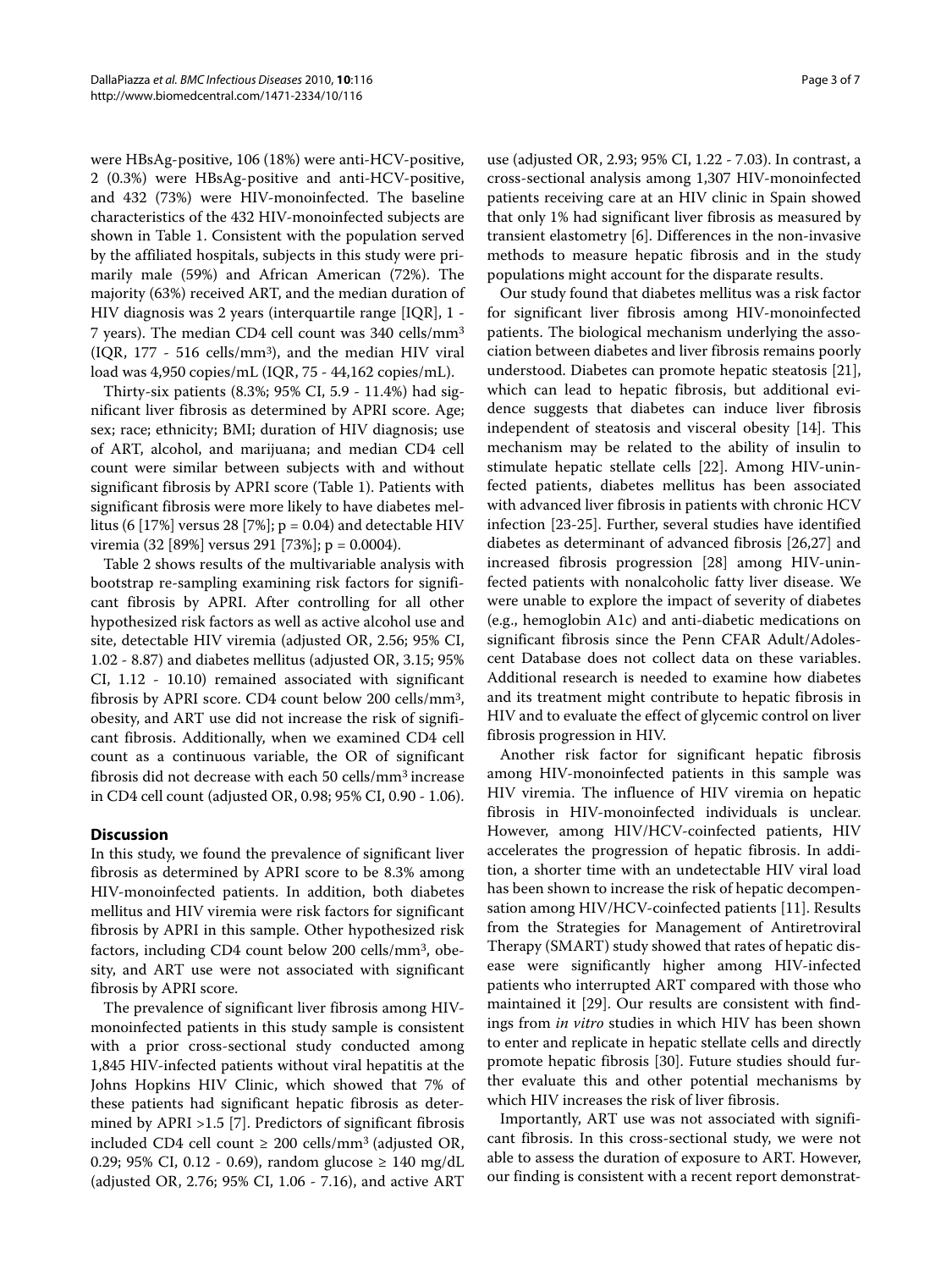were HBsAg-positive, 106 (18%) were anti-HCV-positive, 2 (0.3%) were HBsAg-positive and anti-HCV-positive, and 432 (73%) were HIV-monoinfected. The baseline characteristics of the 432 HIV-monoinfected subjects are shown in Table 1. Consistent with the population served by the affiliated hospitals, subjects in this study were primarily male (59%) and African American (72%). The majority (63%) received ART, and the median duration of HIV diagnosis was 2 years (interquartile range [IQR], 1 - 7 years). The median CD4 cell count was 340 cells/mm$^3$ (IQR, 177 - 516 cells/mm$^3$), and the median HIV viral load was 4,950 copies/mL (IQR, 75 - 44,162 copies/mL).

Thirty-six patients (8.3%; 95% CI, 5.9 - 11.4%) had significant liver fibrosis as determined by APRI score. Age; sex; race; ethnicity; BMI; duration of HIV diagnosis; use of ART, alcohol, and marijuana; and median CD4 cell count were similar between subjects with and without significant fibrosis by APRI score (Table 1). Patients with significant fibrosis were more likely to have diabetes mellitus (6 [17%] versus 28 [7%]; p = 0.04) and detectable HIV viremia (32 [89%] versus 291 [73%]; p = 0.0004).

Table 2 shows results of the multivariable analysis with bootstrap re-sampling examining risk factors for significant fibrosis by APRI. After controlling for all other hypothesized risk factors as well as active alcohol use and site, detectable HIV viremia (adjusted OR, 2.56; 95% CI, 1.02 - 8.87) and diabetes mellitus (adjusted OR, 3.15; 95% CI, 1.12 - 10.10) remained associated with significant fibrosis by APRI score. CD4 count below 200 cells/mm$^3$, obesity, and ART use did not increase the risk of significant fibrosis. Additionally, when we examined CD4 cell count as a continuous variable, the OR of significant fibrosis did not decrease with each 50 cells/mm$^3$ increase in CD4 cell count (adjusted OR, 0.98; 95% CI, 0.90 - 1.06).

## Discussion

In this study, we found the prevalence of significant liver fibrosis as determined by APRI score to be 8.3% among HIV-monoinfected patients. In addition, both diabetes mellitus and HIV viremia were risk factors for significant fibrosis by APRI in this sample. Other hypothesized risk factors, including CD4 count below 200 cells/mm$^3$, obesity, and ART use were not associated with significant fibrosis by APRI score.

The prevalence of significant liver fibrosis among HIV-monoinfected patients in this study sample is consistent with a prior cross-sectional study conducted among 1,845 HIV-infected patients without viral hepatitis at the Johns Hopkins HIV Clinic, which showed that 7% of these patients had significant hepatic fibrosis as determined by APRI >1.5 [7]. Predictors of significant fibrosis included CD4 cell count ≥ 200 cells/mm$^3$ (adjusted OR, 0.29; 95% CI, 0.12 - 0.69), random glucose ≥ 140 mg/dL (adjusted OR, 2.76; 95% CI, 1.06 - 7.16), and active ART use (adjusted OR, 2.93; 95% CI, 1.22 - 7.03). In contrast, a cross-sectional analysis among 1,307 HIV-monoinfected patients receiving care at an HIV clinic in Spain showed that only 1% had significant liver fibrosis as measured by transient elastometry [6]. Differences in the non-invasive methods to measure hepatic fibrosis and in the study populations might account for the disparate results.

Our study found that diabetes mellitus was a risk factor for significant liver fibrosis among HIV-monoinfected patients. The biological mechanism underlying the association between diabetes and liver fibrosis remains poorly understood. Diabetes can promote hepatic steatosis [21], which can lead to hepatic fibrosis, but additional evidence suggests that diabetes can induce liver fibrosis independent of steatosis and visceral obesity [14]. This mechanism may be related to the ability of insulin to stimulate hepatic stellate cells [22]. Among HIV-uninfected patients, diabetes mellitus has been associated with advanced liver fibrosis in patients with chronic HCV infection [23-25]. Further, several studies have identified diabetes as determinant of advanced fibrosis [26,27] and increased fibrosis progression [28] among HIV-uninfected patients with nonalcoholic fatty liver disease. We were unable to explore the impact of severity of diabetes (e.g., hemoglobin A1c) and anti-diabetic medications on significant fibrosis since the Penn CFAR Adult/Adolescent Database does not collect data on these variables. Additional research is needed to examine how diabetes and its treatment might contribute to hepatic fibrosis in HIV and to evaluate the effect of glycemic control on liver fibrosis progression in HIV.

Another risk factor for significant hepatic fibrosis among HIV-monoinfected patients in this sample was HIV viremia. The influence of HIV viremia on hepatic fibrosis in HIV-monoinfected individuals is unclear. However, among HIV/HCV-coinfected patients, HIV accelerates the progression of hepatic fibrosis. In addition, a shorter time with an undetectable HIV viral load has been shown to increase the risk of hepatic decompensation among HIV/HCV-coinfected patients [11]. Results from the Strategies for Management of Antiretroviral Therapy (SMART) study showed that rates of hepatic disease were significantly higher among HIV-infected patients who interrupted ART compared with those who maintained it [29]. Our results are consistent with findings from *in vitro* studies in which HIV has been shown to enter and replicate in hepatic stellate cells and directly promote hepatic fibrosis [30]. Future studies should further evaluate this and other potential mechanisms by which HIV increases the risk of liver fibrosis.

Importantly, ART use was not associated with significant fibrosis. In this cross-sectional study, we were not able to assess the duration of exposure to ART. However, our finding is consistent with a recent report demonstrat-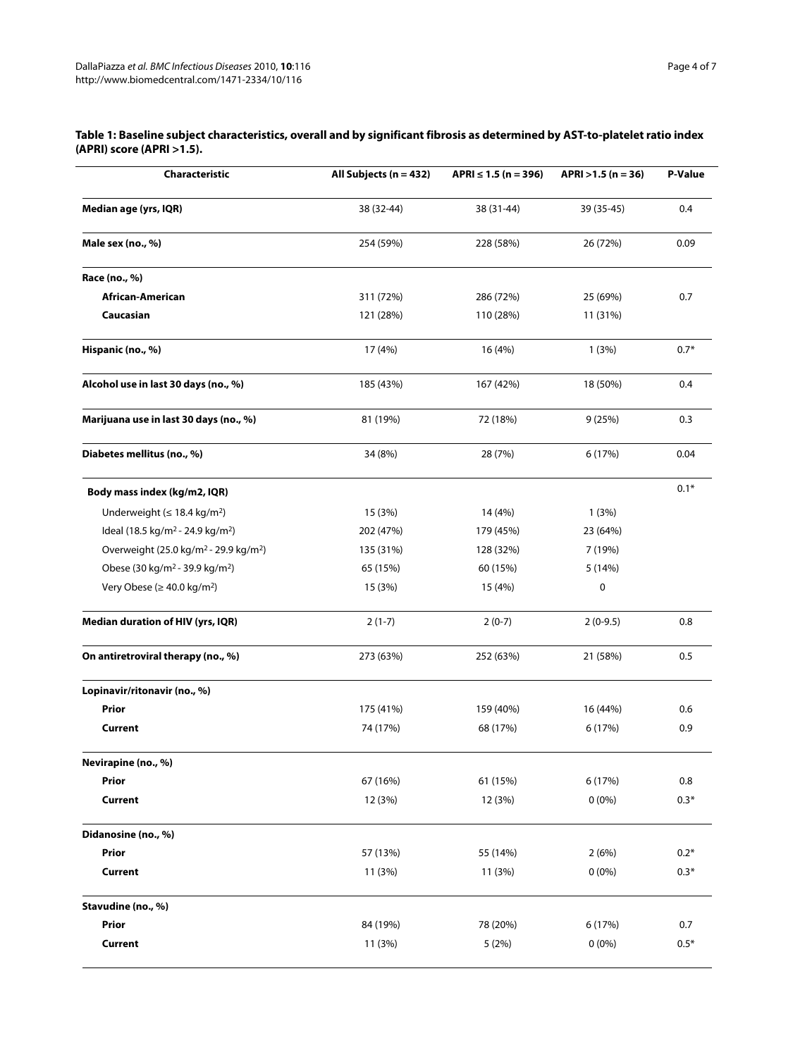**Table 1: Baseline subject characteristics, overall and by significant fibrosis as determined by AST-to-platelet ratio index (APRI) score (APRI >1.5).**

| Characteristic | All Subjects (n = 432) | APRI ≤ 1.5 (n = 396) | APRI >1.5 (n = 36) | P-Value |
|---|---|---|---|---|
| **Median age (yrs, IQR)** | 38 (32-44) | 38 (31-44) | 39 (35-45) | 0.4 |
| **Male sex (no., %)** | 254 (59%) | 228 (58%) | 26 (72%) | 0.09 |
| **Race (no., %)** | | | | |
| **African-American** | 311 (72%) | 286 (72%) | 25 (69%) | 0.7 |
| **Caucasian** | 121 (28%) | 110 (28%) | 11 (31%) | |
| **Hispanic (no., %)** | 17 (4%) | 16 (4%) | 1 (3%) | 0.7* |
| **Alcohol use in last 30 days (no., %)** | 185 (43%) | 167 (42%) | 18 (50%) | 0.4 |
| **Marijuana use in last 30 days (no., %)** | 81 (19%) | 72 (18%) | 9 (25%) | 0.3 |
| **Diabetes mellitus (no., %)** | 34 (8%) | 28 (7%) | 6 (17%) | 0.04 |
| **Body mass index (kg/m2, IQR)** | | | | 0.1* |
| Underweight (≤ 18.4 kg/m$^2$) | 15 (3%) | 14 (4%) | 1 (3%) | |
| Ideal (18.5 kg/m$^2$ - 24.9 kg/m$^2$) | 202 (47%) | 179 (45%) | 23 (64%) | |
| Overweight (25.0 kg/m$^2$ - 29.9 kg/m$^2$) | 135 (31%) | 128 (32%) | 7 (19%) | |
| Obese (30 kg/m$^2$ - 39.9 kg/m$^2$) | 65 (15%) | 60 (15%) | 5 (14%) | |
| Very Obese (≥ 40.0 kg/m$^2$) | 15 (3%) | 15 (4%) | 0 | |
| **Median duration of HIV (yrs, IQR)** | 2 (1-7) | 2 (0-7) | 2 (0-9.5) | 0.8 |
| **On antiretroviral therapy (no., %)** | 273 (63%) | 252 (63%) | 21 (58%) | 0.5 |
| **Lopinavir/ritonavir (no., %)** | | | | |
| **Prior** | 175 (41%) | 159 (40%) | 16 (44%) | 0.6 |
| **Current** | 74 (17%) | 68 (17%) | 6 (17%) | 0.9 |
| **Nevirapine (no., %)** | | | | |
| **Prior** | 67 (16%) | 61 (15%) | 6 (17%) | 0.8 |
| **Current** | 12 (3%) | 12 (3%) | 0 (0%) | 0.3* |
| **Didanosine (no., %)** | | | | |
| **Prior** | 57 (13%) | 55 (14%) | 2 (6%) | 0.2* |
| **Current** | 11 (3%) | 11 (3%) | 0 (0%) | 0.3* |
| **Stavudine (no., %)** | | | | |
| **Prior** | 84 (19%) | 78 (20%) | 6 (17%) | 0.7 |
| **Current** | 11 (3%) | 5 (2%) | 0 (0%) | 0.5* |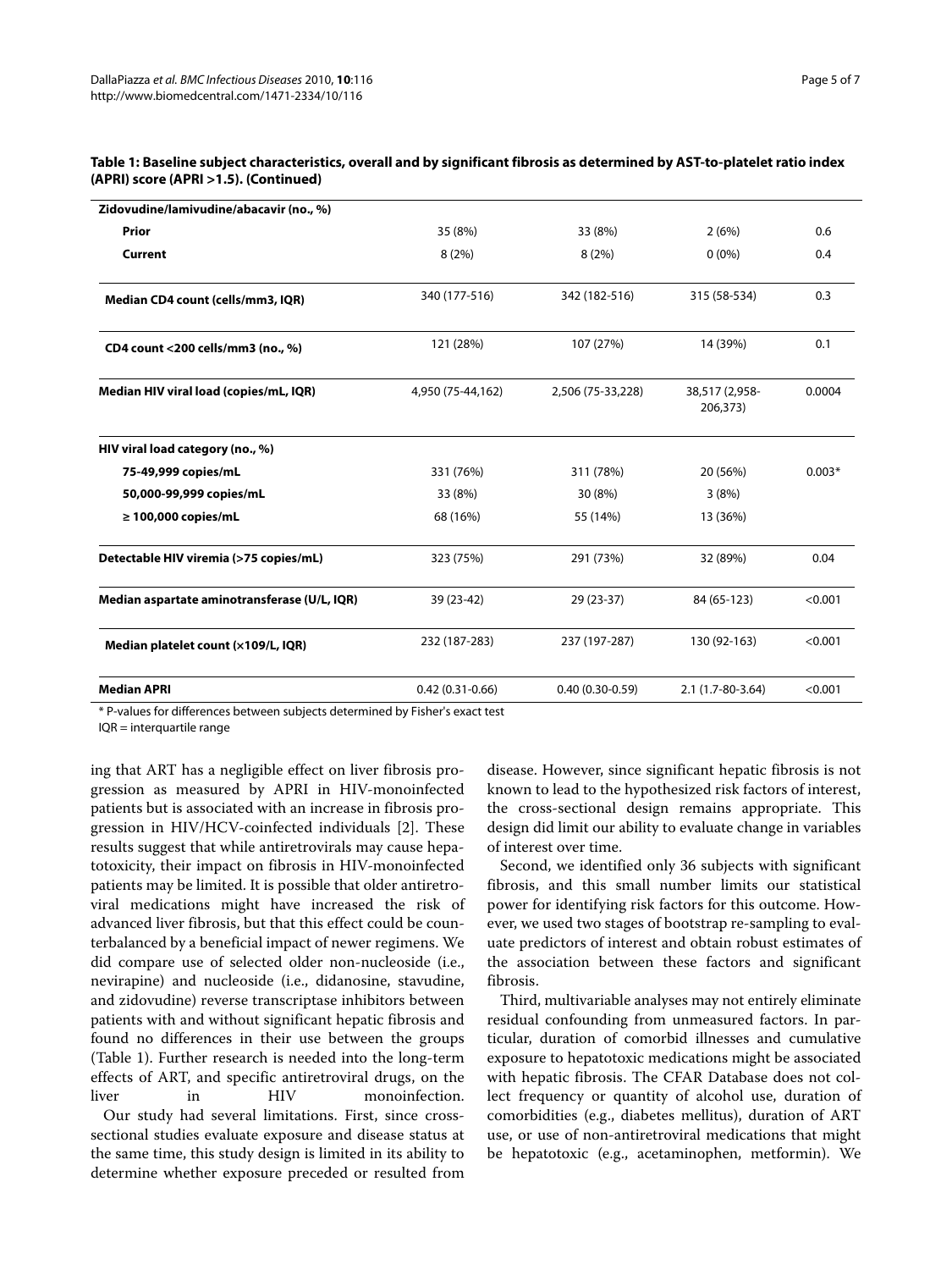**Table 1: Baseline subject characteristics, overall and by significant fibrosis as determined by AST-to-platelet ratio index (APRI) score (APRI >1.5). (Continued)**

| | | | | |
|---|---|---|---|---|
| **Zidovudine/lamivudine/abacavir (no., %)** | | | | |
| **Prior** | 35 (8%) | 33 (8%) | 2 (6%) | 0.6 |
| **Current** | 8 (2%) | 8 (2%) | 0 (0%) | 0.4 |
| **Median CD4 count (cells/mm3, IQR)** | 340 (177-516) | 342 (182-516) | 315 (58-534) | 0.3 |
| **CD4 count <200 cells/mm3 (no., %)** | 121 (28%) | 107 (27%) | 14 (39%) | 0.1 |
| **Median HIV viral load (copies/mL, IQR)** | 4,950 (75-44,162) | 2,506 (75-33,228) | 38,517 (2,958-206,373) | 0.0004 |
| **HIV viral load category (no., %)** | | | | |
| **75-49,999 copies/mL** | 331 (76%) | 311 (78%) | 20 (56%) | 0.003* |
| **50,000-99,999 copies/mL** | 33 (8%) | 30 (8%) | 3 (8%) | |
| **≥ 100,000 copies/mL** | 68 (16%) | 55 (14%) | 13 (36%) | |
| **Detectable HIV viremia (>75 copies/mL)** | 323 (75%) | 291 (73%) | 32 (89%) | 0.04 |
| **Median aspartate aminotransferase (U/L, IQR)** | 39 (23-42) | 29 (23-37) | 84 (65-123) | <0.001 |
| **Median platelet count (×109/L, IQR)** | 232 (187-283) | 237 (197-287) | 130 (92-163) | <0.001 |
| **Median APRI** | 0.42 (0.31-0.66) | 0.40 (0.30-0.59) | 2.1 (1.7-80-3.64) | <0.001 |

* P-values for differences between subjects determined by Fisher's exact test

IQR = interquartile range

ing that ART has a negligible effect on liver fibrosis progression as measured by APRI in HIV-monoinfected patients but is associated with an increase in fibrosis progression in HIV/HCV-coinfected individuals [2]. These results suggest that while antiretrovirals may cause hepatotoxicity, their impact on fibrosis in HIV-monoinfected patients may be limited. It is possible that older antiretroviral medications might have increased the risk of advanced liver fibrosis, but that this effect could be counterbalanced by a beneficial impact of newer regimens. We did compare use of selected older non-nucleoside (i.e., nevirapine) and nucleoside (i.e., didanosine, stavudine, and zidovudine) reverse transcriptase inhibitors between patients with and without significant hepatic fibrosis and found no differences in their use between the groups (Table 1). Further research is needed into the long-term effects of ART, and specific antiretroviral drugs, on the liver in HIV monoinfection.

Our study had several limitations. First, since cross-sectional studies evaluate exposure and disease status at the same time, this study design is limited in its ability to determine whether exposure preceded or resulted from disease. However, since significant hepatic fibrosis is not known to lead to the hypothesized risk factors of interest, the cross-sectional design remains appropriate. This design did limit our ability to evaluate change in variables of interest over time.

Second, we identified only 36 subjects with significant fibrosis, and this small number limits our statistical power for identifying risk factors for this outcome. However, we used two stages of bootstrap re-sampling to evaluate predictors of interest and obtain robust estimates of the association between these factors and significant fibrosis.

Third, multivariable analyses may not entirely eliminate residual confounding from unmeasured factors. In particular, duration of comorbid illnesses and cumulative exposure to hepatotoxic medications might be associated with hepatic fibrosis. The CFAR Database does not collect frequency or quantity of alcohol use, duration of comorbidities (e.g., diabetes mellitus), duration of ART use, or use of non-antiretroviral medications that might be hepatotoxic (e.g., acetaminophen, metformin). We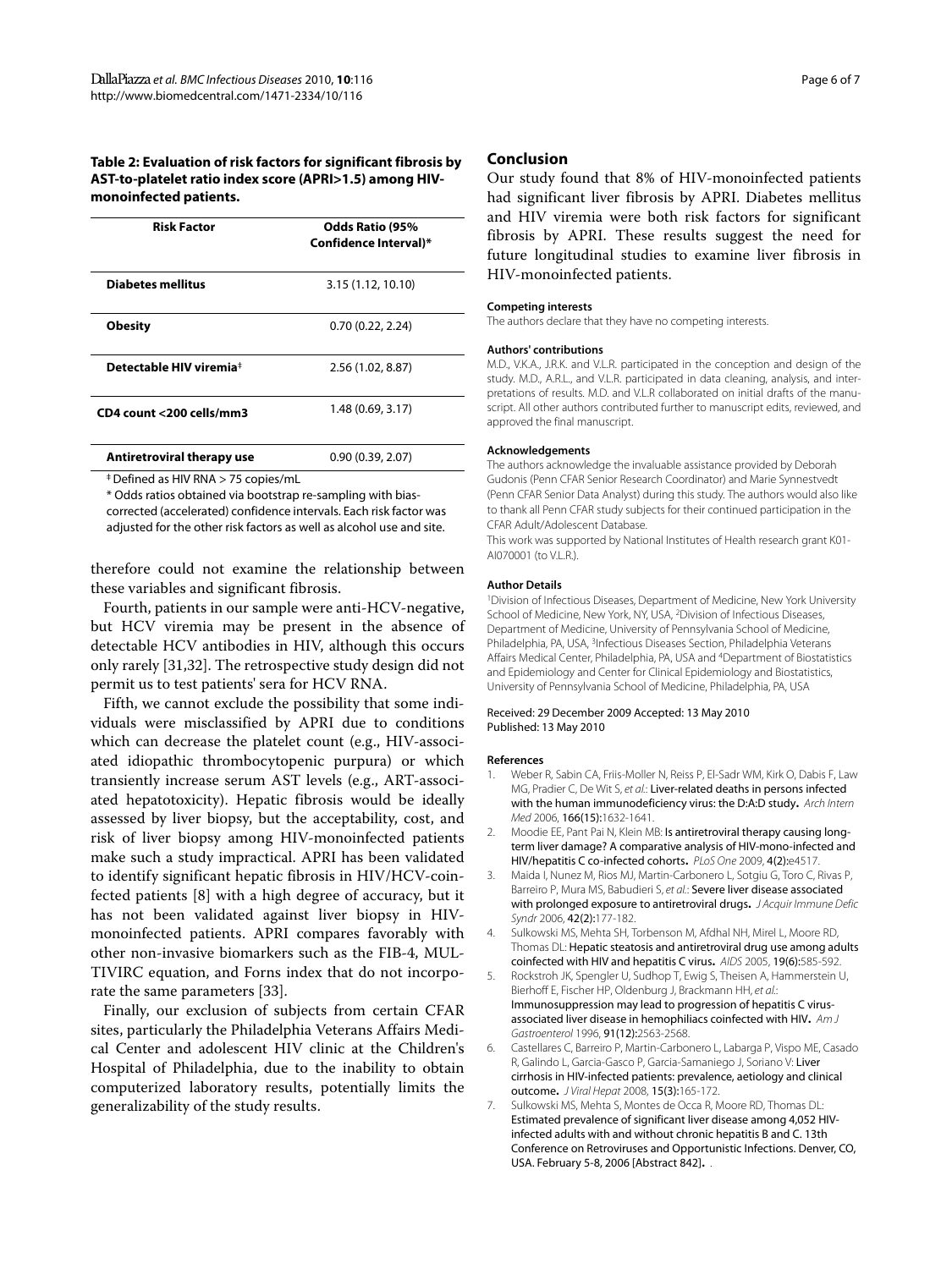**Table 2: Evaluation of risk factors for significant fibrosis by AST-to-platelet ratio index score (APRI>1.5) among HIV-monoinfected patients.**

| Risk Factor | Odds Ratio (95% Confidence Interval)* |
|---|---|
| **Diabetes mellitus** | 3.15 (1.12, 10.10) |
| **Obesity** | 0.70 (0.22, 2.24) |
| **Detectable HIV viremia**‡ | 2.56 (1.02, 8.87) |
| **CD4 count <200 cells/mm3** | 1.48 (0.69, 3.17) |
| **Antiretroviral therapy use** | 0.90 (0.39, 2.07) |

‡ Defined as HIV RNA > 75 copies/mL

* Odds ratios obtained via bootstrap re-sampling with bias-corrected (accelerated) confidence intervals. Each risk factor was adjusted for the other risk factors as well as alcohol use and site.

therefore could not examine the relationship between these variables and significant fibrosis.

Fourth, patients in our sample were anti-HCV-negative, but HCV viremia may be present in the absence of detectable HCV antibodies in HIV, although this occurs only rarely [31,32]. The retrospective study design did not permit us to test patients' sera for HCV RNA.

Fifth, we cannot exclude the possibility that some individuals were misclassified by APRI due to conditions which can decrease the platelet count (e.g., HIV-associated idiopathic thrombocytopenic purpura) or which transiently increase serum AST levels (e.g., ART-associated hepatotoxicity). Hepatic fibrosis would be ideally assessed by liver biopsy, but the acceptability, cost, and risk of liver biopsy among HIV-monoinfected patients make such a study impractical. APRI has been validated to identify significant hepatic fibrosis in HIV/HCV-coinfected patients [8] with a high degree of accuracy, but it has not been validated against liver biopsy in HIV-monoinfected patients. APRI compares favorably with other non-invasive biomarkers such as the FIB-4, MULTIVIRC equation, and Forns index that do not incorporate the same parameters [33].

Finally, our exclusion of subjects from certain CFAR sites, particularly the Philadelphia Veterans Affairs Medical Center and adolescent HIV clinic at the Children's Hospital of Philadelphia, due to the inability to obtain computerized laboratory results, potentially limits the generalizability of the study results.

## Conclusion

Our study found that 8% of HIV-monoinfected patients had significant liver fibrosis by APRI. Diabetes mellitus and HIV viremia were both risk factors for significant fibrosis by APRI. These results suggest the need for future longitudinal studies to examine liver fibrosis in HIV-monoinfected patients.

#### Competing interests

The authors declare that they have no competing interests.

#### Authors' contributions

M.D., V.K.A., J.R.K. and V.L.R. participated in the conception and design of the study. M.D., A.R.L., and V.L.R. participated in data cleaning, analysis, and interpretations of results. M.D. and V.L.R collaborated on initial drafts of the manuscript. All other authors contributed further to manuscript edits, reviewed, and approved the final manuscript.

#### Acknowledgements

The authors acknowledge the invaluable assistance provided by Deborah Gudonis (Penn CFAR Senior Research Coordinator) and Marie Synnestvedt (Penn CFAR Senior Data Analyst) during this study. The authors would also like to thank all Penn CFAR study subjects for their continued participation in the CFAR Adult/Adolescent Database.

This work was supported by National Institutes of Health research grant K01-AI070001 (to V.L.R.).

#### Author Details

[1]Division of Infectious Diseases, Department of Medicine, New York University School of Medicine, New York, NY, USA, [2]Division of Infectious Diseases, Department of Medicine, University of Pennsylvania School of Medicine, Philadelphia, PA, USA, [3]Infectious Diseases Section, Philadelphia Veterans Affairs Medical Center, Philadelphia, PA, USA and [4]Department of Biostatistics and Epidemiology and Center for Clinical Epidemiology and Biostatistics, University of Pennsylvania School of Medicine, Philadelphia, PA, USA

Received: 29 December 2009 Accepted: 13 May 2010
Published: 13 May 2010

#### References

1. Weber R, Sabin CA, Friis-Moller N, Reiss P, El-Sadr WM, Kirk O, Dabis F, Law MG, Pradier C, De Wit S, *et al.*: **Liver-related deaths in persons infected with the human immunodeficiency virus: the D:A:D study.** *Arch Intern Med* 2006, **166(15)**:1632-1641.
2. Moodie EE, Pant Pai N, Klein MB: **Is antiretroviral therapy causing long-term liver damage? A comparative analysis of HIV-mono-infected and HIV/hepatitis C co-infected cohorts.** *PLoS One* 2009, **4(2)**:e4517.
3. Maida I, Nunez M, Rios MJ, Martin-Carbonero L, Sotgiu G, Toro C, Rivas P, Barreiro P, Mura MS, Babudieri S, *et al.*: **Severe liver disease associated with prolonged exposure to antiretroviral drugs.** *J Acquir Immune Defic Syndr* 2006, **42(2)**:177-182.
4. Sulkowski MS, Mehta SH, Torbenson M, Afdhal NH, Mirel L, Moore RD, Thomas DL: **Hepatic steatosis and antiretroviral drug use among adults coinfected with HIV and hepatitis C virus.** *AIDS* 2005, **19(6)**:585-592.
5. Rockstroh JK, Spengler U, Sudhop T, Ewig S, Theisen A, Hammerstein U, Bierhoff E, Fischer HP, Oldenburg J, Brackmann HH, *et al.*: **Immunosuppression may lead to progression of hepatitis C virus-associated liver disease in hemophiliacs coinfected with HIV.** *Am J Gastroenterol* 1996, **91(12)**:2563-2568.
6. Castellares C, Barreiro P, Martin-Carbonero L, Labarga P, Vispo ME, Casado R, Galindo L, Garcia-Gasco P, Garcia-Samaniego J, Soriano V: **Liver cirrhosis in HIV-infected patients: prevalence, aetiology and clinical outcome.** *J Viral Hepat* 2008, **15(3)**:165-172.
7. Sulkowski MS, Mehta S, Montes de Occa R, Moore RD, Thomas DL: **Estimated prevalence of significant liver disease among 4,052 HIV-infected adults with and without chronic hepatitis B and C. 13th Conference on Retroviruses and Opportunistic Infections. Denver, CO, USA. February 5-8, 2006 [Abstract 842].** .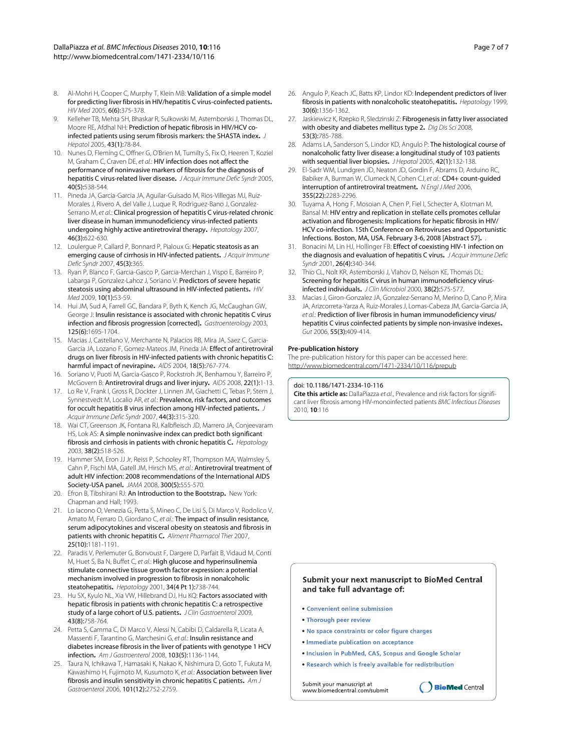8. Al-Mohri H, Cooper C, Murphy T, Klein MB: **Validation of a simple model for predicting liver fibrosis in HIV/hepatitis C virus-coinfected patients.** *HIV Med* 2005, **6(6)**:375-378.
9. Kelleher TB, Mehta SH, Bhaskar R, Sulkowski M, Astemborski J, Thomas DL, Moore RE, Afdhal NH: **Prediction of hepatic fibrosis in HIV/HCV co-infected patients using serum fibrosis markers: the SHASTA index.** *J Hepatol* 2005, **43(1)**:78-84.
10. Nunes D, Fleming C, Offner G, O'Brien M, Tumilty S, Fix O, Heeren T, Koziel M, Graham C, Craven DE, *et al.*: **HIV infection does not affect the performance of noninvasive markers of fibrosis for the diagnosis of hepatitis C virus-related liver disease.** *J Acquir Immune Defic Syndr* 2005, **40(5)**:538-544.
11. Pineda JA, Garcia-Garcia JA, Aguilar-Guisado M, Rios-Villegas MJ, Ruiz-Morales J, Rivero A, del Valle J, Luque R, Rodriguez-Bano J, Gonzalez-Serrano M, *et al.*: **Clinical progression of hepatitis C virus-related chronic liver disease in human immunodeficiency virus-infected patients undergoing highly active antiretroviral therapy.** *Hepatology* 2007, **46(3)**:622-630.
12. Loulergue P, Callard P, Bonnard P, Pialoux G: **Hepatic steatosis as an emerging cause of cirrhosis in HIV-infected patients.** *J Acquir Immune Defic Syndr* 2007, **45(3)**:365.
13. Ryan P, Blanco F, Garcia-Gasco P, Garcia-Merchan J, Vispo E, Barreiro P, Labarga P, Gonzalez-Lahoz J, Soriano V: **Predictors of severe hepatic steatosis using abdominal ultrasound in HIV-infected patients.** *HIV Med* 2009, **10(1)**:53-59.
14. Hui JM, Sud A, Farrell GC, Bandara P, Byth K, Kench JG, McCaughan GW, George J: **Insulin resistance is associated with chronic hepatitis C virus infection and fibrosis progression [corrected].** *Gastroenterology* 2003, **125(6)**:1695-1704.
15. Macias J, Castellano V, Merchante N, Palacios RB, Mira JA, Saez C, Garcia-Garcia JA, Lozano F, Gomez-Mateos JM, Pineda JA: **Effect of antiretroviral drugs on liver fibrosis in HIV-infected patients with chronic hepatitis C: harmful impact of nevirapine.** *AIDS* 2004, **18(5)**:767-774.
16. Soriano V, Puoti M, Garcia-Gasco P, Rockstroh JK, Benhamou Y, Barreiro P, McGovern B: **Antiretroviral drugs and liver injury.** *AIDS* 2008, **22(1)**:1-13.
17. Lo Re V, Frank I, Gross R, Dockter J, Linnen JM, Giachetti C, Tebas P, Stern J, Synnestvedt M, Localio AR, *et al.*: **Prevalence, risk factors, and outcomes for occult hepatitis B virus infection among HIV-infected patients.** *J Acquir Immune Defic Syndr* 2007, **44(3)**:315-320.
18. Wai CT, Greenson JK, Fontana RJ, Kalbfleisch JD, Marrero JA, Conjeevaram HS, Lok AS: **A simple noninvasive index can predict both significant fibrosis and cirrhosis in patients with chronic hepatitis C.** *Hepatology* 2003, **38(2)**:518-526.
19. Hammer SM, Eron JJ Jr, Reiss P, Schooley RT, Thompson MA, Walmsley S, Cahn P, Fischl MA, Gatell JM, Hirsch MS, *et al.*: **Antiretroviral treatment of adult HIV infection: 2008 recommendations of the International AIDS Society-USA panel.** *JAMA* 2008, **300(5)**:555-570.
20. Efron B, Tibshirani RJ: **An Introduction to the Bootstrap.** New York: Chapman and Hall; 1993.
21. Lo Iacono O, Venezia G, Petta S, Mineo C, De Lisi S, Di Marco V, Rodolico V, Amato M, Ferraro D, Giordano C, *et al.*: **The impact of insulin resistance, serum adipocytokines and visceral obesity on steatosis and fibrosis in patients with chronic hepatitis C.** *Aliment Pharmacol Ther* 2007, **25(10)**:1181-1191.
22. Paradis V, Perlemuter G, Bonvoust F, Dargere D, Parfait B, Vidaud M, Conti M, Huet S, Ba N, Buffet C, *et al.*: **High glucose and hyperinsulinemia stimulate connective tissue growth factor expression: a potential mechanism involved in progression to fibrosis in nonalcoholic steatohepatitis.** *Hepatology* 2001, **34(4 Pt 1)**:738-744.
23. Hu SX, Kyulo NL, Xia VW, Hillebrand DJ, Hu KQ: **Factors associated with hepatic fibrosis in patients with chronic hepatitis C: a retrospective study of a large cohort of U.S. patients.** *J Clin Gastroenterol* 2009, **43(8)**:758-764.
24. Petta S, Camma C, Di Marco V, Alessi N, Cabibi D, Caldarella R, Licata A, Massenti F, Tarantino G, Marchesini G, *et al.*: **Insulin resistance and diabetes increase fibrosis in the liver of patients with genotype 1 HCV infection.** *Am J Gastroenterol* 2008, **103(5)**:1136-1144.
25. Taura N, Ichikawa T, Hamasaki K, Nakao K, Nishimura D, Goto T, Fukuta M, Kawashimo H, Fujimoto M, Kusumoto K, *et al.*: **Association between liver fibrosis and insulin sensitivity in chronic hepatitis C patients.** *Am J Gastroenterol* 2006, **101(12)**:2752-2759.
26. Angulo P, Keach JC, Batts KP, Lindor KD: **Independent predictors of liver fibrosis in patients with nonalcoholic steatohepatitis.** *Hepatology* 1999, **30(6)**:1356-1362.
27. Jaskiewicz K, Rzepko R, Sledzinski Z: **Fibrogenesis in fatty liver associated with obesity and diabetes mellitus type 2.** *Dig Dis Sci* 2008, **53(3)**:785-788.
28. Adams LA, Sanderson S, Lindor KD, Angulo P: **The histological course of nonalcoholic fatty liver disease: a longitudinal study of 103 patients with sequential liver biopsies.** *J Hepatol* 2005, **42(1)**:132-138.
29. El-Sadr WM, Lundgren JD, Neaton JD, Gordin F, Abrams D, Arduino RC, Babiker A, Burman W, Clumeck N, Cohen CJ, *et al.*: **CD4+ count-guided interruption of antiretroviral treatment.** *N Engl J Med* 2006, **355(22)**:2283-2296.
30. Tuyama A, Hong F, Mosoian A, Chen P, Fiel I, Schecter A, Klotman M, Bansal M: **HIV entry and replication in stellate cells promotes cellular activation and fibrogenesis: Implications for hepatic fibrosis in HIV/HCV co-infection. 15th Conference on Retroviruses and Opportunistic Infections. Boston, MA, USA. February 3-6, 2008 [Abstract 57].** .
31. Bonacini M, Lin HJ, Hollinger FB: **Effect of coexisting HIV-1 infection on the diagnosis and evaluation of hepatitis C virus.** *J Acquir Immune Defic Syndr* 2001, **26(4)**:340-344.
32. Thio CL, Nolt KR, Astemborski J, Vlahov D, Nelson KE, Thomas DL: **Screening for hepatitis C virus in human immunodeficiency virus-infected individuals.** *J Clin Microbiol* 2000, **38(2)**:575-577.
33. Macias J, Giron-Gonzalez JA, Gonzalez-Serrano M, Merino D, Cano P, Mira JA, Arizcorreta-Yarza A, Ruiz-Morales J, Lomas-Cabeza JM, Garcia-Garcia JA, *et al.*: **Prediction of liver fibrosis in human immunodeficiency virus/hepatitis C virus coinfected patients by simple non-invasive indexes.** *Gut* 2006, **55(3)**:409-414.

### Pre-publication history

The pre-publication history for this paper can be accessed here:
http://www.biomedcentral.com/1471-2334/10/116/prepub

doi: 10.1186/1471-2334-10-116

**Cite this article as:** DallaPiazza *et al.*, Prevalence and risk factors for significant liver fibrosis among HIV-monoinfected patients *BMC Infectious Diseases* 2010, **10**:116

**Submit your next manuscript to BioMed Central and take full advantage of:**

- Convenient online submission
- Thorough peer review
- No space constraints or color figure charges
- Immediate publication on acceptance
- Inclusion in PubMed, CAS, Scopus and Google Scholar
- Research which is freely available for redistribution

Submit your manuscript at
www.biomedcentral.com/submit

BioMed Central